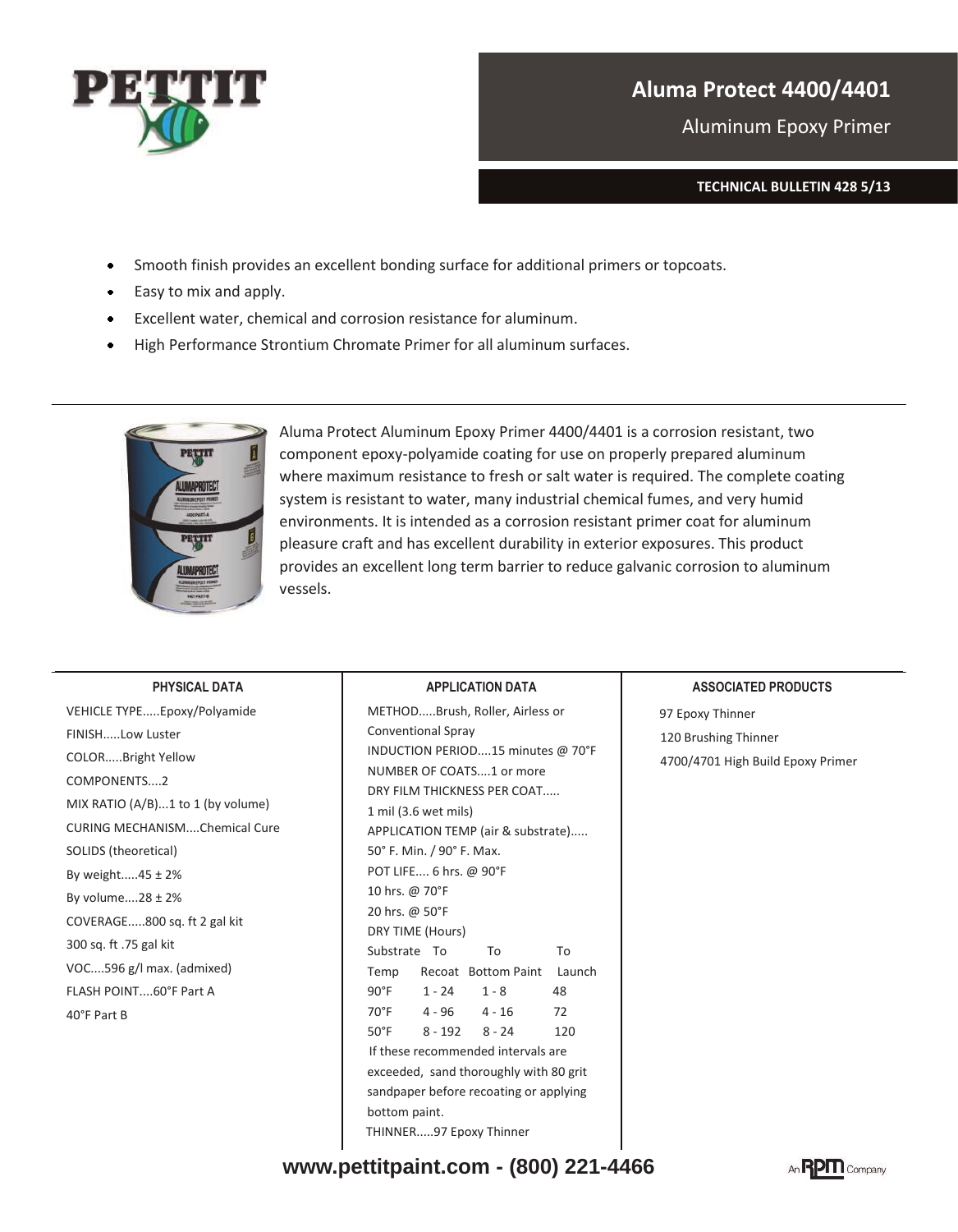# Aluma Protect 4400/4401

Aluminum Epoxy Primer

**TECHNICAL BULLETIN 428 5/13**

- Smooth finish provides an excellent bonding surface for additional primers or topcoats.
- Easy to mix and apply.
- Excellent water, chemical and corrosion resistance for aluminum.
- High Performance Strontium Chromate Primer for all aluminum surfaces.

Aluma Protect Aluminum Epoxy Primer 4400/4401 is a corrosion resistant, two component epoxy-polyamide coating for use on properly prepared aluminum where maximum resistance to fresh or salt water is required. The complete coating system is resistant to water, many industrial chemical fumes, and very humid environments. It is intended as a corrosion resistant primer coat for aluminum pleasure craft and has excellent durability in exterior exposures. This product provides an excellent long term barrier to reduce galvanic corrosion to aluminum vessels.

### PHYSICAL DATA

VEHICLE TYPE.....Epoxy/Polyamide

FINISH.....Low Luster

COLOR.....Bright Yellow

COMPONENTS....2

MIX RATIO (A/B)...1 to 1 (by volume)

CURING MECHANISM....Chemical Cure

SOLIDS (theoretical)

By weight.....45 ± 2%

By volume....28 ± 2%

COVERAGE.....800 sq. ft 2 gal kit

300 sq. ft .75 gal kit

VOC....596 g/l max. (admixed)

FLASH POINT....60°F Part A

40°F Part B

### APPLICATION DATA

METHOD.....Brush, Roller, Airless or Conventional Spray

INDUCTION PERIOD....15 minutes @ 70°F

NUMBER OF COATS....1 or more

DRY FILM THICKNESS PER COAT.....

1 mil (3.6 wet mils)

APPLICATION TEMP (air & substrate).....

50° F. Min. / 90° F. Max.

POT LIFE.... 6 hrs. @ 90°F

10 hrs. @ 70°F

20 hrs. @ 50°F

DRY TIME (Hours)

| Substrate Temp | To Recoat | To Bottom Paint | To Launch |
|---|---|---|---|
| 90°F | 1 - 24 | 1 - 8 | 48 |
| 70°F | 4 - 96 | 4 - 16 | 72 |
| 50°F | 8 - 192 | 8 - 24 | 120 |

If these recommended intervals are exceeded, sand thoroughly with 80 grit sandpaper before recoating or applying bottom paint.

THINNER.....97 Epoxy Thinner

### ASSOCIATED PRODUCTS

97 Epoxy Thinner

120 Brushing Thinner

4700/4701 High Build Epoxy Primer

**www.pettitpaint.com - (800) 221-4466**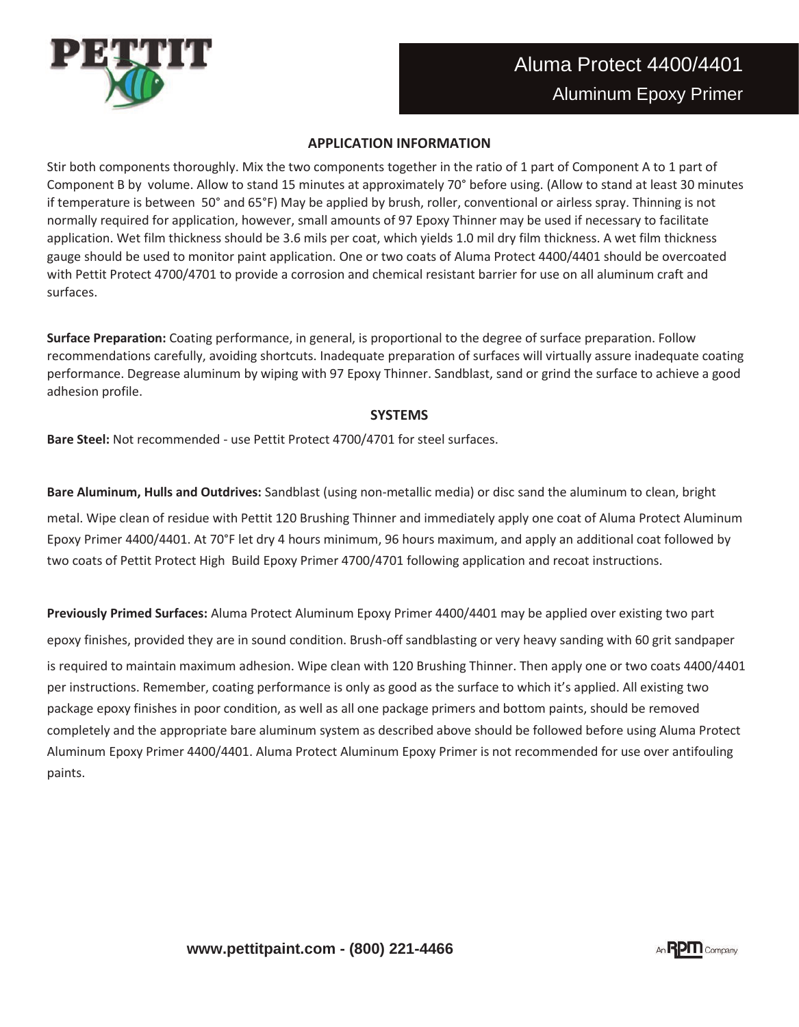# Aluma Protect 4400/4401

## Aluminum Epoxy Primer

### APPLICATION INFORMATION

Stir both components thoroughly. Mix the two components together in the ratio of 1 part of Component A to 1 part of Component B by volume. Allow to stand 15 minutes at approximately 70° before using. (Allow to stand at least 30 minutes if temperature is between 50° and 65°F) May be applied by brush, roller, conventional or airless spray. Thinning is not normally required for application, however, small amounts of 97 Epoxy Thinner may be used if necessary to facilitate application. Wet film thickness should be 3.6 mils per coat, which yields 1.0 mil dry film thickness. A wet film thickness gauge should be used to monitor paint application. One or two coats of Aluma Protect 4400/4401 should be overcoated with Pettit Protect 4700/4701 to provide a corrosion and chemical resistant barrier for use on all aluminum craft and surfaces.

**Surface Preparation:** Coating performance, in general, is proportional to the degree of surface preparation. Follow recommendations carefully, avoiding shortcuts. Inadequate preparation of surfaces will virtually assure inadequate coating performance. Degrease aluminum by wiping with 97 Epoxy Thinner. Sandblast, sand or grind the surface to achieve a good adhesion profile.

### SYSTEMS

**Bare Steel:** Not recommended - use Pettit Protect 4700/4701 for steel surfaces.

**Bare Aluminum, Hulls and Outdrives:** Sandblast (using non-metallic media) or disc sand the aluminum to clean, bright metal. Wipe clean of residue with Pettit 120 Brushing Thinner and immediately apply one coat of Aluma Protect Aluminum Epoxy Primer 4400/4401. At 70°F let dry 4 hours minimum, 96 hours maximum, and apply an additional coat followed by two coats of Pettit Protect High Build Epoxy Primer 4700/4701 following application and recoat instructions.

**Previously Primed Surfaces:** Aluma Protect Aluminum Epoxy Primer 4400/4401 may be applied over existing two part epoxy finishes, provided they are in sound condition. Brush-off sandblasting or very heavy sanding with 60 grit sandpaper is required to maintain maximum adhesion. Wipe clean with 120 Brushing Thinner. Then apply one or two coats 4400/4401 per instructions. Remember, coating performance is only as good as the surface to which it's applied. All existing two package epoxy finishes in poor condition, as well as all one package primers and bottom paints, should be removed completely and the appropriate bare aluminum system as described above should be followed before using Aluma Protect Aluminum Epoxy Primer 4400/4401. Aluma Protect Aluminum Epoxy Primer is not recommended for use over antifouling paints.

**www.pettitpaint.com - (800) 221-4466**

An RPM Company